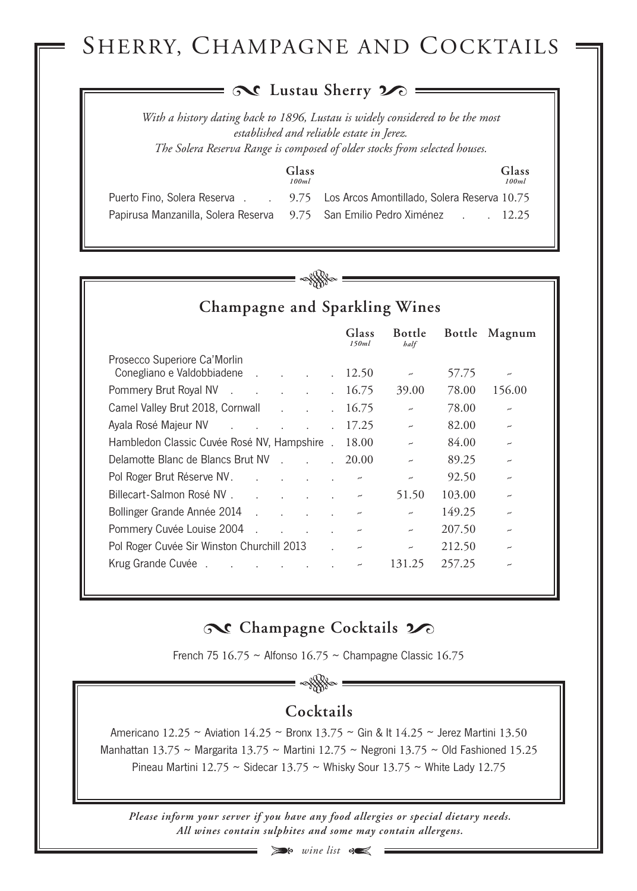# Sherry, Champagne and Cocktails

## Lustau Sherry

*With a history dating back to 1896, Lustau is widely considered to be the most established and reliable estate in Jerez.*
*The Solera Reserva Range is composed of older stocks from selected houses.*

| | Glass *100ml* |
|---|---|
| Puerto Fino, Solera Reserva | 9.75 |
| Papirusa Manzanilla, Solera Reserva | 9.75 |
| Los Arcos Amontillado, Solera Reserva | 10.75 |
| San Emilio Pedro Ximénez | 12.25 |

## Champagne and Sparkling Wines

| | Glass *150ml* | Bottle *half* | Bottle | Magnum |
|---|---|---|---|---|
| Prosecco Superiore Ca'Morlin Conegliano e Valdobbiadene | 12.50 | ~ | 57.75 | ~ |
| Pommery Brut Royal NV | 16.75 | 39.00 | 78.00 | 156.00 |
| Camel Valley Brut 2018, Cornwall | 16.75 | ~ | 78.00 | ~ |
| Ayala Rosé Majeur NV | 17.25 | ~ | 82.00 | ~ |
| Hambledon Classic Cuvée Rosé NV, Hampshire | 18.00 | ~ | 84.00 | ~ |
| Delamotte Blanc de Blancs Brut NV | 20.00 | ~ | 89.25 | ~ |
| Pol Roger Brut Réserve NV | ~ | ~ | 92.50 | ~ |
| Billecart-Salmon Rosé NV | ~ | 51.50 | 103.00 | ~ |
| Bollinger Grande Année 2014 | ~ | ~ | 149.25 | ~ |
| Pommery Cuvée Louise 2004 | ~ | ~ | 207.50 | ~ |
| Pol Roger Cuvée Sir Winston Churchill 2013 | ~ | ~ | 212.50 | ~ |
| Krug Grande Cuvée | ~ | 131.25 | 257.25 | ~ |

## Champagne Cocktails

French 75 16.75 ~ Alfonso 16.75 ~ Champagne Classic 16.75

## Cocktails

Americano 12.25 ~ Aviation 14.25 ~ Bronx 13.75 ~ Gin & It 14.25 ~ Jerez Martini 13.50
Manhattan 13.75 ~ Margarita 13.75 ~ Martini 12.75 ~ Negroni 13.75 ~ Old Fashioned 15.25
Pineau Martini 12.75 ~ Sidecar 13.75 ~ Whisky Sour 13.75 ~ White Lady 12.75

***Please inform your server if you have any food allergies or special dietary needs.***
***All wines contain sulphites and some may contain allergens.***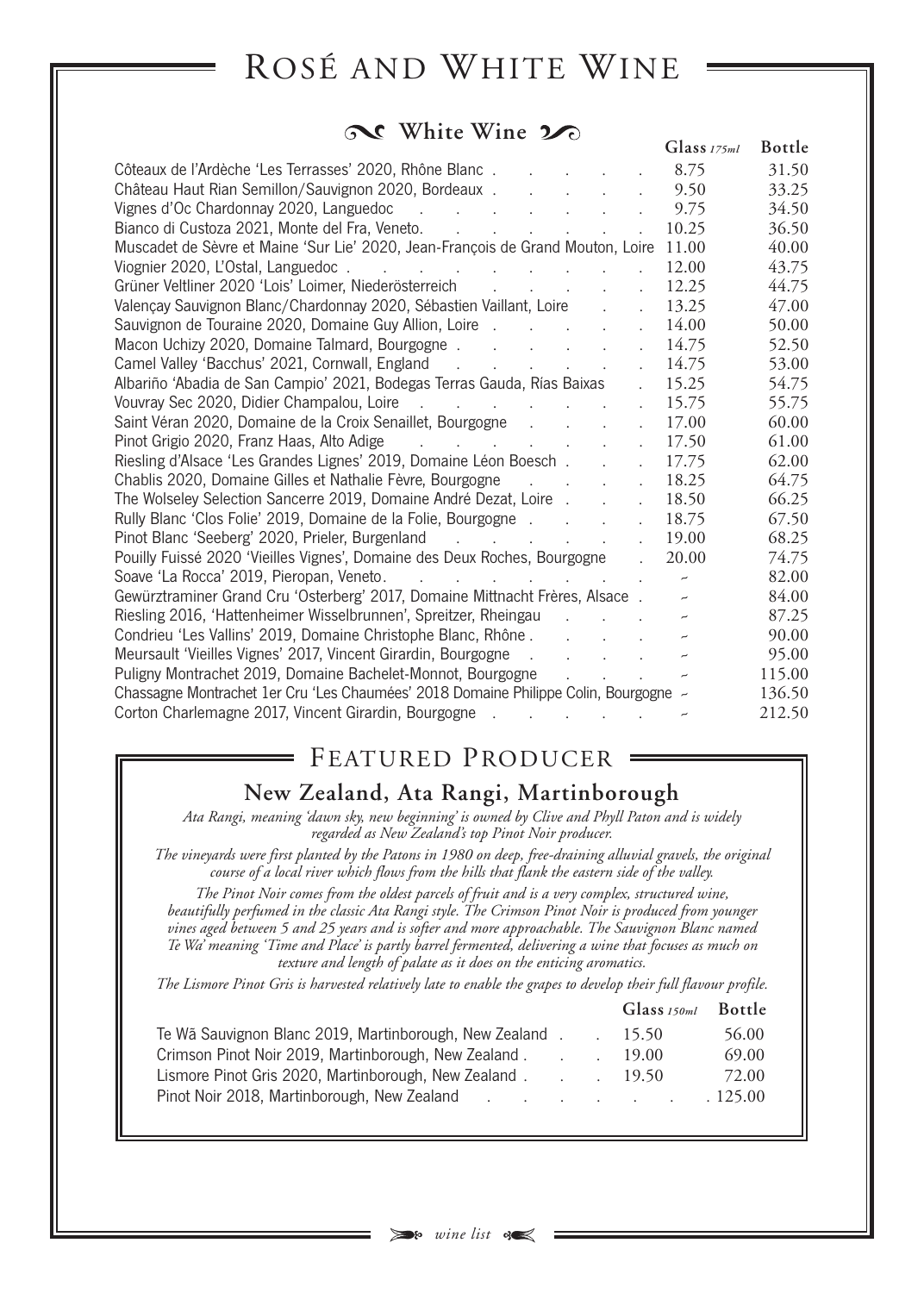# Rosé and White Wine

## White Wine

| | Glass *175ml* | Bottle |
|---|---|---|
| Côteaux de l'Ardèche 'Les Terrasses' 2020, Rhône Blanc | 8.75 | 31.50 |
| Château Haut Rian Semillon/Sauvignon 2020, Bordeaux | 9.50 | 33.25 |
| Vignes d'Oc Chardonnay 2020, Languedoc | 9.75 | 34.50 |
| Bianco di Custoza 2021, Monte del Fra, Veneto. | 10.25 | 36.50 |
| Muscadet de Sèvre et Maine 'Sur Lie' 2020, Jean-François de Grand Mouton, Loire | 11.00 | 40.00 |
| Viognier 2020, L'Ostal, Languedoc | 12.00 | 43.75 |
| Grüner Veltliner 2020 'Lois' Loimer, Niederösterreich | 12.25 | 44.75 |
| Valençay Sauvignon Blanc/Chardonnay 2020, Sébastien Vaillant, Loire | 13.25 | 47.00 |
| Sauvignon de Touraine 2020, Domaine Guy Allion, Loire | 14.00 | 50.00 |
| Macon Uchizy 2020, Domaine Talmard, Bourgogne | 14.75 | 52.50 |
| Camel Valley 'Bacchus' 2021, Cornwall, England | 14.75 | 53.00 |
| Albariño 'Abadia de San Campio' 2021, Bodegas Terras Gauda, Rías Baixas | 15.25 | 54.75 |
| Vouvray Sec 2020, Didier Champalou, Loire | 15.75 | 55.75 |
| Saint Véran 2020, Domaine de la Croix Senaillet, Bourgogne | 17.00 | 60.00 |
| Pinot Grigio 2020, Franz Haas, Alto Adige | 17.50 | 61.00 |
| Riesling d'Alsace 'Les Grandes Lignes' 2019, Domaine Léon Boesch | 17.75 | 62.00 |
| Chablis 2020, Domaine Gilles et Nathalie Fèvre, Bourgogne | 18.25 | 64.75 |
| The Wolseley Selection Sancerre 2019, Domaine André Dezat, Loire | 18.50 | 66.25 |
| Rully Blanc 'Clos Folie' 2019, Domaine de la Folie, Bourgogne | 18.75 | 67.50 |
| Pinot Blanc 'Seeberg' 2020, Prieler, Burgenland | 19.00 | 68.25 |
| Pouilly Fuissé 2020 'Vieilles Vignes', Domaine des Deux Roches, Bourgogne | 20.00 | 74.75 |
| Soave 'La Rocca' 2019, Pieropan, Veneto | ~ | 82.00 |
| Gewürztraminer Grand Cru 'Osterberg' 2017, Domaine Mittnacht Frères, Alsace | ~ | 84.00 |
| Riesling 2016, 'Hattenheimer Wisselbrunnen', Spreitzer, Rheingau | ~ | 87.25 |
| Condrieu 'Les Vallins' 2019, Domaine Christophe Blanc, Rhône | ~ | 90.00 |
| Meursault 'Vieilles Vignes' 2017, Vincent Girardin, Bourgogne | ~ | 95.00 |
| Puligny Montrachet 2019, Domaine Bachelet-Monnot, Bourgogne | ~ | 115.00 |
| Chassagne Montrachet 1er Cru 'Les Chaumées' 2018 Domaine Philippe Colin, Bourgogne | ~ | 136.50 |
| Corton Charlemagne 2017, Vincent Girardin, Bourgogne | ~ | 212.50 |

## Featured Producer

### New Zealand, Ata Rangi, Martinborough

*Ata Rangi, meaning 'dawn sky, new beginning' is owned by Clive and Phyll Paton and is widely regarded as New Zealand's top Pinot Noir producer.*

*The vineyards were first planted by the Patons in 1980 on deep, free-draining alluvial gravels, the original course of a local river which flows from the hills that flank the eastern side of the valley.*

*The Pinot Noir comes from the oldest parcels of fruit and is a very complex, structured wine, beautifully perfumed in the classic Ata Rangi style. The Crimson Pinot Noir is produced from younger vines aged between 5 and 25 years and is softer and more approachable. The Sauvignon Blanc named Te Wā meaning 'Time and Place' is partly barrel fermented, delivering a wine that focuses as much on texture and length of palate as it does on the enticing aromatics.*

*The Lismore Pinot Gris is harvested relatively late to enable the grapes to develop their full flavour profile.*

| | Glass *150ml* | Bottle |
|---|---|---|
| Te Wā Sauvignon Blanc 2019, Martinborough, New Zealand | 15.50 | 56.00 |
| Crimson Pinot Noir 2019, Martinborough, New Zealand | 19.00 | 69.00 |
| Lismore Pinot Gris 2020, Martinborough, New Zealand | 19.50 | 72.00 |
| Pinot Noir 2018, Martinborough, New Zealand | | 125.00 |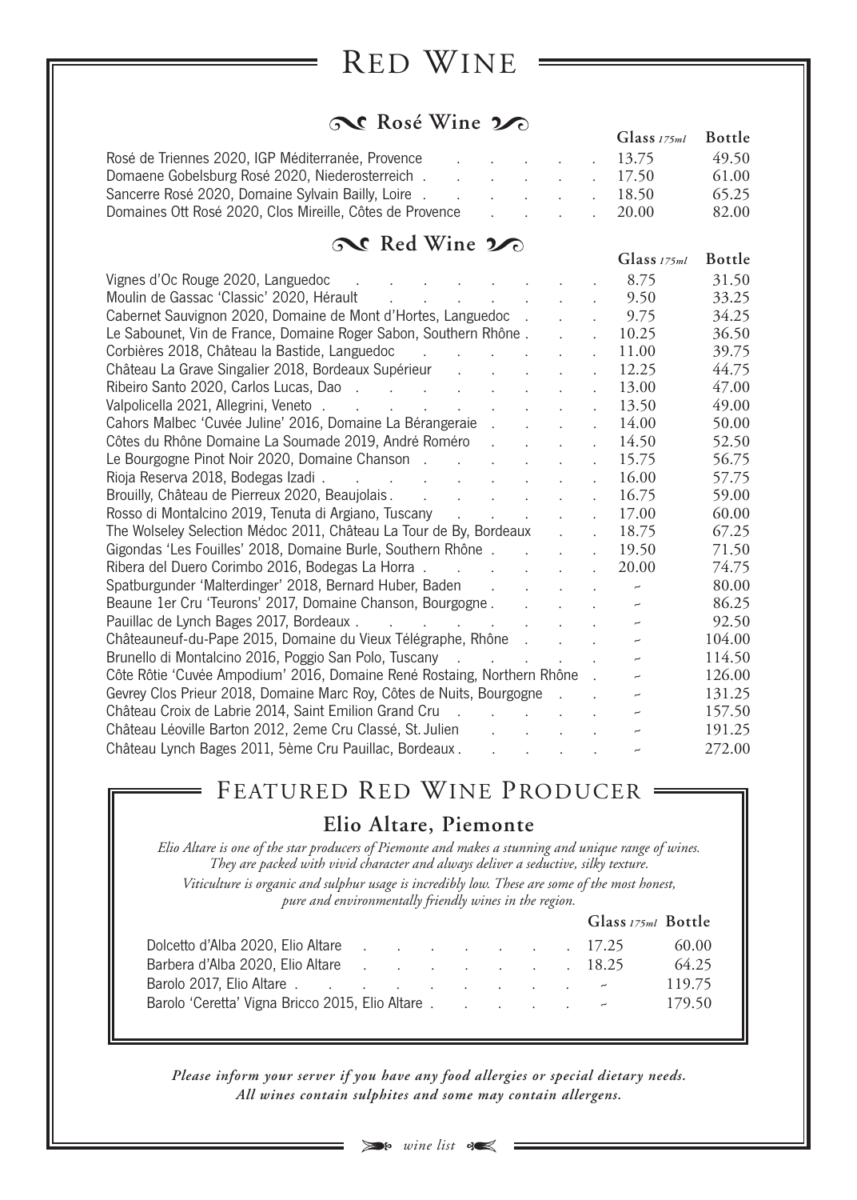# Red Wine

## Rosé Wine

| | Glass 175ml | Bottle |
|---|---|---|
| Rosé de Triennes 2020, IGP Méditerranée, Provence | 13.75 | 49.50 |
| Domaene Gobelsburg Rosé 2020, Niederosterreich | 17.50 | 61.00 |
| Sancerre Rosé 2020, Domaine Sylvain Bailly, Loire | 18.50 | 65.25 |
| Domaines Ott Rosé 2020, Clos Mireille, Côtes de Provence | 20.00 | 82.00 |

## Red Wine

| | Glass 175ml | Bottle |
|---|---|---|
| Vignes d'Oc Rouge 2020, Languedoc | 8.75 | 31.50 |
| Moulin de Gassac 'Classic' 2020, Hérault | 9.50 | 33.25 |
| Cabernet Sauvignon 2020, Domaine de Mont d'Hortes, Languedoc | 9.75 | 34.25 |
| Le Sabounet, Vin de France, Domaine Roger Sabon, Southern Rhône | 10.25 | 36.50 |
| Corbières 2018, Château la Bastide, Languedoc | 11.00 | 39.75 |
| Château La Grave Singalier 2018, Bordeaux Supérieur | 12.25 | 44.75 |
| Ribeiro Santo 2020, Carlos Lucas, Dao | 13.00 | 47.00 |
| Valpolicella 2021, Allegrini, Veneto | 13.50 | 49.00 |
| Cahors Malbec 'Cuvée Juline' 2016, Domaine La Bérangeraie | 14.00 | 50.00 |
| Côtes du Rhône Domaine La Soumade 2019, André Roméro | 14.50 | 52.50 |
| Le Bourgogne Pinot Noir 2020, Domaine Chanson | 15.75 | 56.75 |
| Rioja Reserva 2018, Bodegas Izadi | 16.00 | 57.75 |
| Brouilly, Château de Pierreux 2020, Beaujolais | 16.75 | 59.00 |
| Rosso di Montalcino 2019, Tenuta di Argiano, Tuscany | 17.00 | 60.00 |
| The Wolseley Selection Médoc 2011, Château La Tour de By, Bordeaux | 18.75 | 67.25 |
| Gigondas 'Les Fouilles' 2018, Domaine Burle, Southern Rhône | 19.50 | 71.50 |
| Ribera del Duero Corimbo 2016, Bodegas La Horra | 20.00 | 74.75 |
| Spatburgunder 'Malterdinger' 2018, Bernard Huber, Baden | ~ | 80.00 |
| Beaune 1er Cru 'Teurons' 2017, Domaine Chanson, Bourgogne | ~ | 86.25 |
| Pauillac de Lynch Bages 2017, Bordeaux | ~ | 92.50 |
| Châteauneuf-du-Pape 2015, Domaine du Vieux Télégraphe, Rhône | ~ | 104.00 |
| Brunello di Montalcino 2016, Poggio San Polo, Tuscany | ~ | 114.50 |
| Côte Rôtie 'Cuvée Ampodium' 2016, Domaine René Rostaing, Northern Rhône | ~ | 126.00 |
| Gevrey Clos Prieur 2018, Domaine Marc Roy, Côtes de Nuits, Bourgogne | ~ | 131.25 |
| Château Croix de Labrie 2014, Saint Emilion Grand Cru | ~ | 157.50 |
| Château Léoville Barton 2012, 2eme Cru Classé, St. Julien | ~ | 191.25 |
| Château Lynch Bages 2011, 5ème Cru Pauillac, Bordeaux | ~ | 272.00 |

## Featured Red Wine Producer

### Elio Altare, Piemonte

*Elio Altare is one of the star producers of Piemonte and makes a stunning and unique range of wines. They are packed with vivid character and always deliver a seductive, silky texture.*

*Viticulture is organic and sulphur usage is incredibly low. These are some of the most honest, pure and environmentally friendly wines in the region.*

| | Glass 175ml | Bottle |
|---|---|---|
| Dolcetto d'Alba 2020, Elio Altare | 17.25 | 60.00 |
| Barbera d'Alba 2020, Elio Altare | 18.25 | 64.25 |
| Barolo 2017, Elio Altare | ~ | 119.75 |
| Barolo 'Ceretta' Vigna Bricco 2015, Elio Altare | ~ | 179.50 |

***Please inform your server if you have any food allergies or special dietary needs. All wines contain sulphites and some may contain allergens.***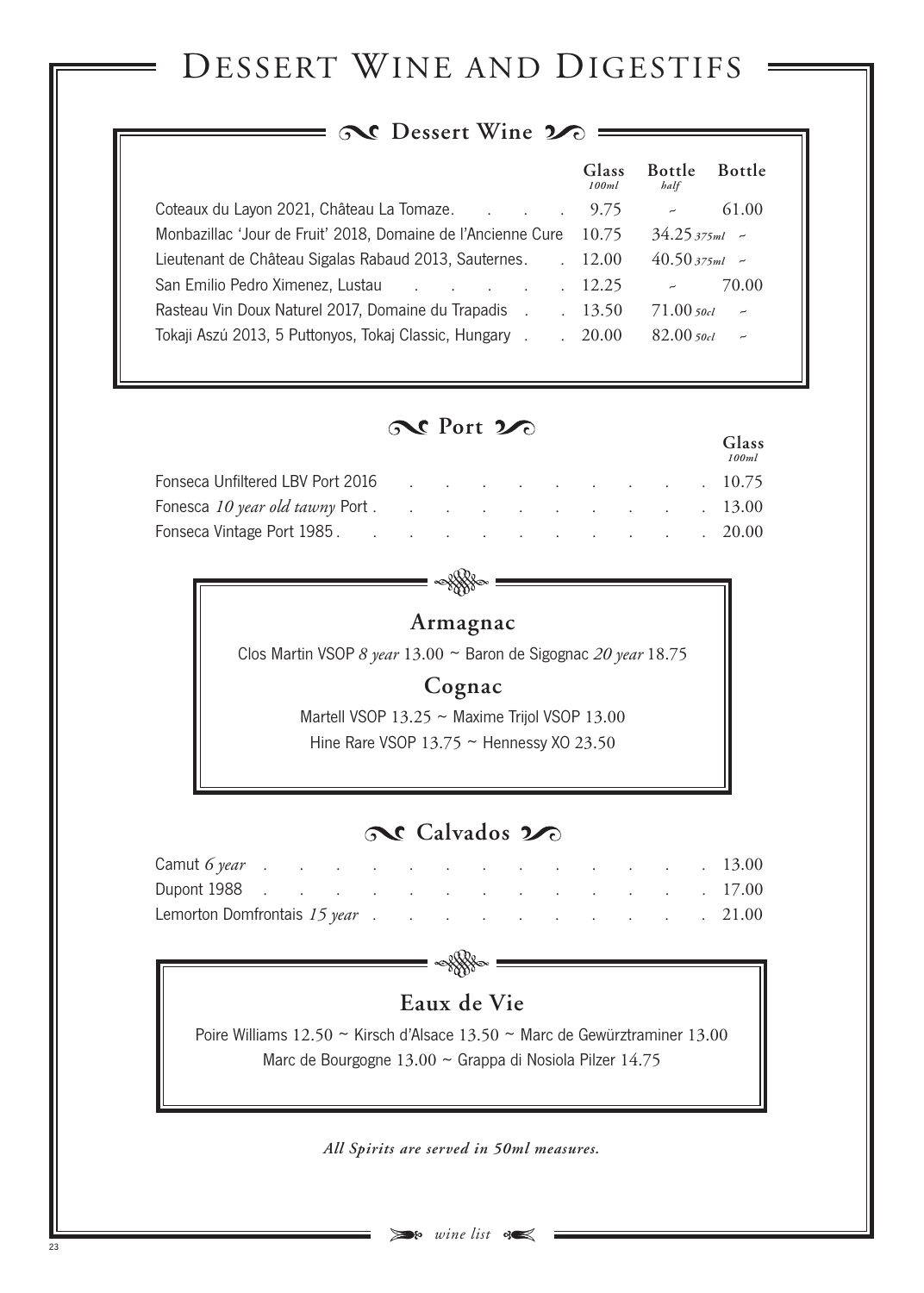# Dessert Wine and Digestifs

## Dessert Wine

| | Glass *100ml* | Bottle *half* | Bottle |
|---|---|---|---|
| Coteaux du Layon 2021, Château La Tomaze | 9.75 | ~ | 61.00 |
| Monbazillac 'Jour de Fruit' 2018, Domaine de l'Ancienne Cure | 10.75 | 34.25 *375ml* | ~ |
| Lieutenant de Château Sigalas Rabaud 2013, Sauternes | 12.00 | 40.50 *375ml* | ~ |
| San Emilio Pedro Ximenez, Lustau | 12.25 | ~ | 70.00 |
| Rasteau Vin Doux Naturel 2017, Domaine du Trapadis | 13.50 | 71.00 *50cl* | ~ |
| Tokaji Aszú 2013, 5 Puttonyos, Tokaj Classic, Hungary | 20.00 | 82.00 *50cl* | ~ |

## Port

| | Glass *100ml* |
|---|---|
| Fonseca Unfiltered LBV Port 2016 | 10.75 |
| Fonesca *10 year old tawny* Port | 13.00 |
| Fonseca Vintage Port 1985 | 20.00 |

## Armagnac

Clos Martin VSOP *8 year* 13.00 ~ Baron de Sigognac *20 year* 18.75

## Cognac

Martell VSOP 13.25 ~ Maxime Trijol VSOP 13.00

Hine Rare VSOP 13.75 ~ Hennessy XO 23.50

## Calvados

| | |
|---|---|
| Camut *6 year* | 13.00 |
| Dupont 1988 | 17.00 |
| Lemorton Domfrontais *15 year* | 21.00 |

## Eaux de Vie

Poire Williams 12.50 ~ Kirsch d'Alsace 13.50 ~ Marc de Gewürztraminer 13.00

Marc de Bourgogne 13.00 ~ Grappa di Nosiola Pilzer 14.75

***All Spirits are served in 50ml measures.***